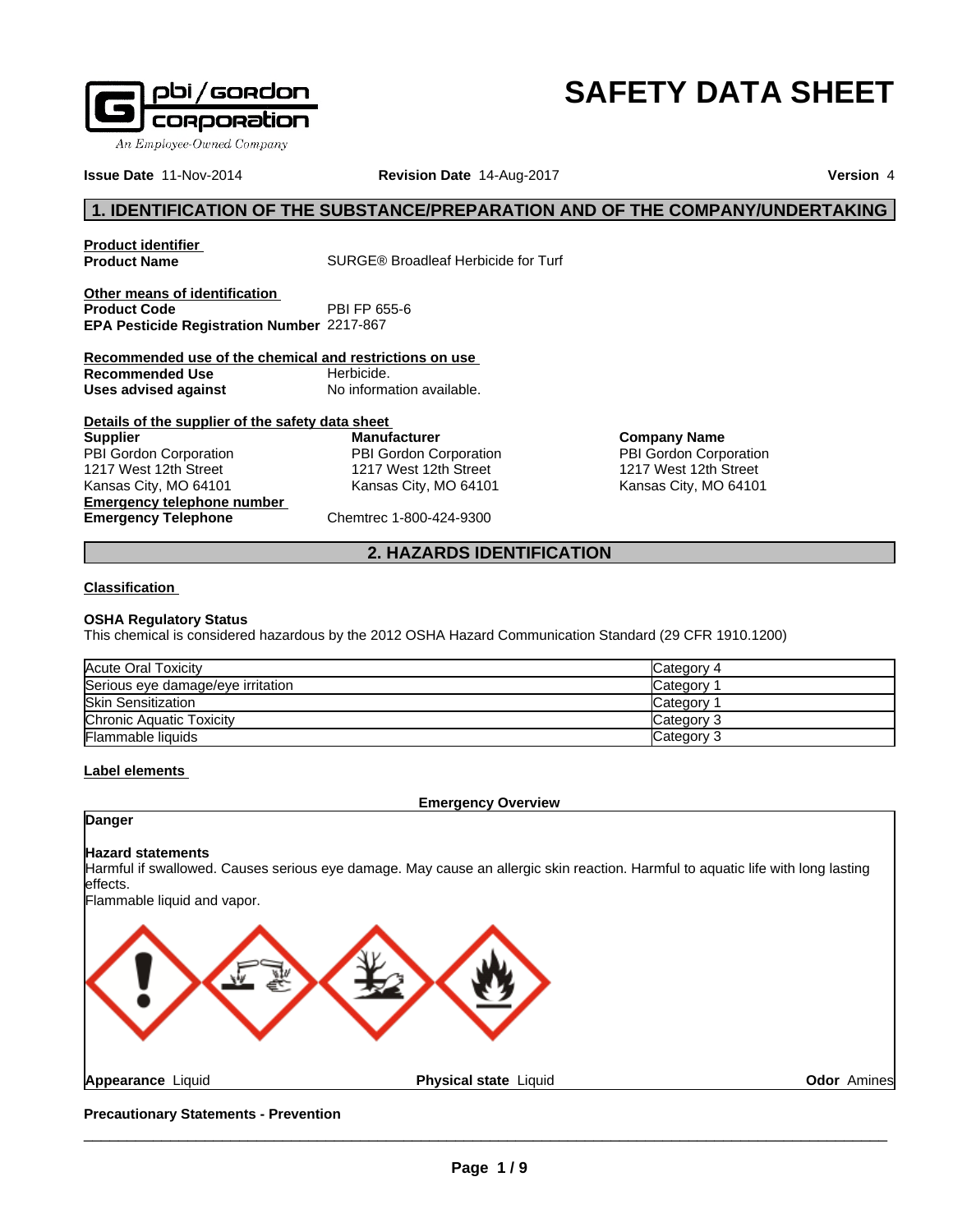pbi/gordon corporation
An Employee-Owned Company

# SAFETY DATA SHEET

**Issue Date** 11-Nov-2014 **Revision Date** 14-Aug-2017 **Version** 4

## 1. IDENTIFICATION OF THE SUBSTANCE/PREPARATION AND OF THE COMPANY/UNDERTAKING

**Product identifier**

**Product Name** SURGE® Broadleaf Herbicide for Turf

**Other means of identification**

**Product Code** PBI FP 655-6

**EPA Pesticide Registration Number** 2217-867

**Recommended use of the chemical and restrictions on use**

**Recommended Use** Herbicide.

**Uses advised against** No information available.

**Details of the supplier of the safety data sheet**

**Supplier**
PBI Gordon Corporation
1217 West 12th Street
Kansas City, MO 64101

**Manufacturer**
PBI Gordon Corporation
1217 West 12th Street
Kansas City, MO 64101

**Company Name**
PBI Gordon Corporation
1217 West 12th Street
Kansas City, MO 64101

**Emergency telephone number**

**Emergency Telephone** Chemtrec 1-800-424-9300

## 2. HAZARDS IDENTIFICATION

**Classification**

**OSHA Regulatory Status**
This chemical is considered hazardous by the 2012 OSHA Hazard Communication Standard (29 CFR 1910.1200)

| | |
|---|---|
| Acute Oral Toxicity | Category 4 |
| Serious eye damage/eye irritation | Category 1 |
| Skin Sensitization | Category 1 |
| Chronic Aquatic Toxicity | Category 3 |
| Flammable liquids | Category 3 |

**Label elements**

**Emergency Overview**

**Danger**

**Hazard statements**
Harmful if swallowed. Causes serious eye damage. May cause an allergic skin reaction. Harmful to aquatic life with long lasting effects.
Flammable liquid and vapor.

**Appearance** Liquid **Physical state** Liquid **Odor** Amines

**Precautionary Statements - Prevention**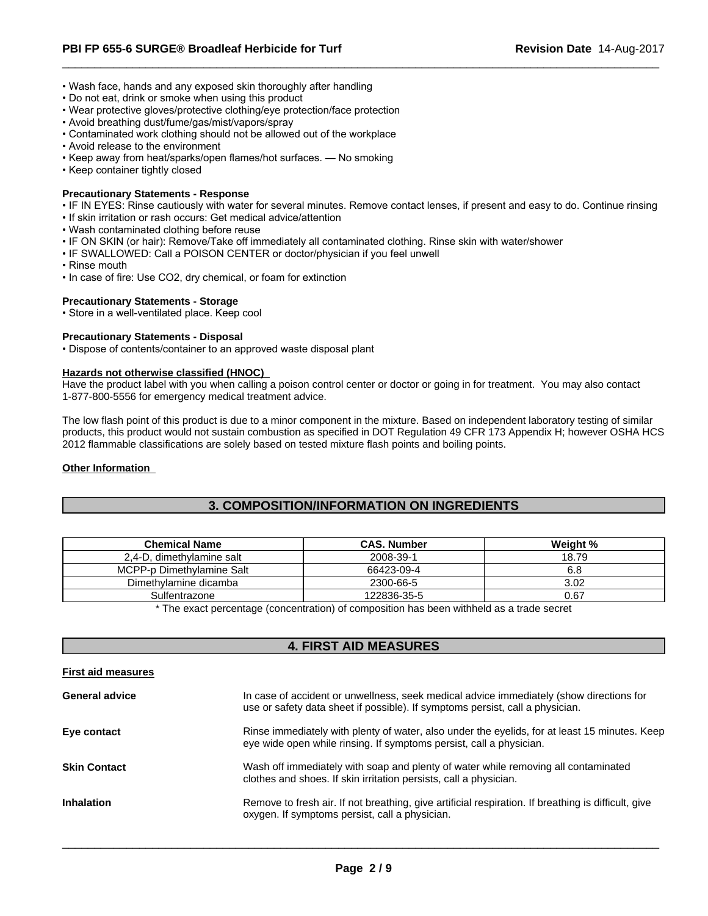- Wash face, hands and any exposed skin thoroughly after handling
- Do not eat, drink or smoke when using this product
- Wear protective gloves/protective clothing/eye protection/face protection
- Avoid breathing dust/fume/gas/mist/vapors/spray
- Contaminated work clothing should not be allowed out of the workplace
- Avoid release to the environment
- Keep away from heat/sparks/open flames/hot surfaces. — No smoking
- Keep container tightly closed

**Precautionary Statements - Response**

- IF IN EYES: Rinse cautiously with water for several minutes. Remove contact lenses, if present and easy to do. Continue rinsing
- If skin irritation or rash occurs: Get medical advice/attention
- Wash contaminated clothing before reuse
- IF ON SKIN (or hair): Remove/Take off immediately all contaminated clothing. Rinse skin with water/shower
- IF SWALLOWED: Call a POISON CENTER or doctor/physician if you feel unwell
- Rinse mouth
- In case of fire: Use CO2, dry chemical, or foam for extinction

**Precautionary Statements - Storage**

- Store in a well-ventilated place. Keep cool

**Precautionary Statements - Disposal**

- Dispose of contents/container to an approved waste disposal plant

**Hazards not otherwise classified (HNOC)**

Have the product label with you when calling a poison control center or doctor or going in for treatment. You may also contact 1-877-800-5556 for emergency medical treatment advice.

The low flash point of this product is due to a minor component in the mixture. Based on independent laboratory testing of similar products, this product would not sustain combustion as specified in DOT Regulation 49 CFR 173 Appendix H; however OSHA HCS 2012 flammable classifications are solely based on tested mixture flash points and boiling points.

**Other Information**

## 3. COMPOSITION/INFORMATION ON INGREDIENTS

| Chemical Name | CAS. Number | Weight % |
|---|---|---|
| 2,4-D, dimethylamine salt | 2008-39-1 | 18.79 |
| MCPP-p Dimethylamine Salt | 66423-09-4 | 6.8 |
| Dimethylamine dicamba | 2300-66-5 | 3.02 |
| Sulfentrazone | 122836-35-5 | 0.67 |

* The exact percentage (concentration) of composition has been withheld as a trade secret

## 4. FIRST AID MEASURES

**First aid measures**

**General advice** In case of accident or unwellness, seek medical advice immediately (show directions for use or safety data sheet if possible). If symptoms persist, call a physician.

**Eye contact** Rinse immediately with plenty of water, also under the eyelids, for at least 15 minutes. Keep eye wide open while rinsing. If symptoms persist, call a physician.

**Skin Contact** Wash off immediately with soap and plenty of water while removing all contaminated clothes and shoes. If skin irritation persists, call a physician.

**Inhalation** Remove to fresh air. If not breathing, give artificial respiration. If breathing is difficult, give oxygen. If symptoms persist, call a physician.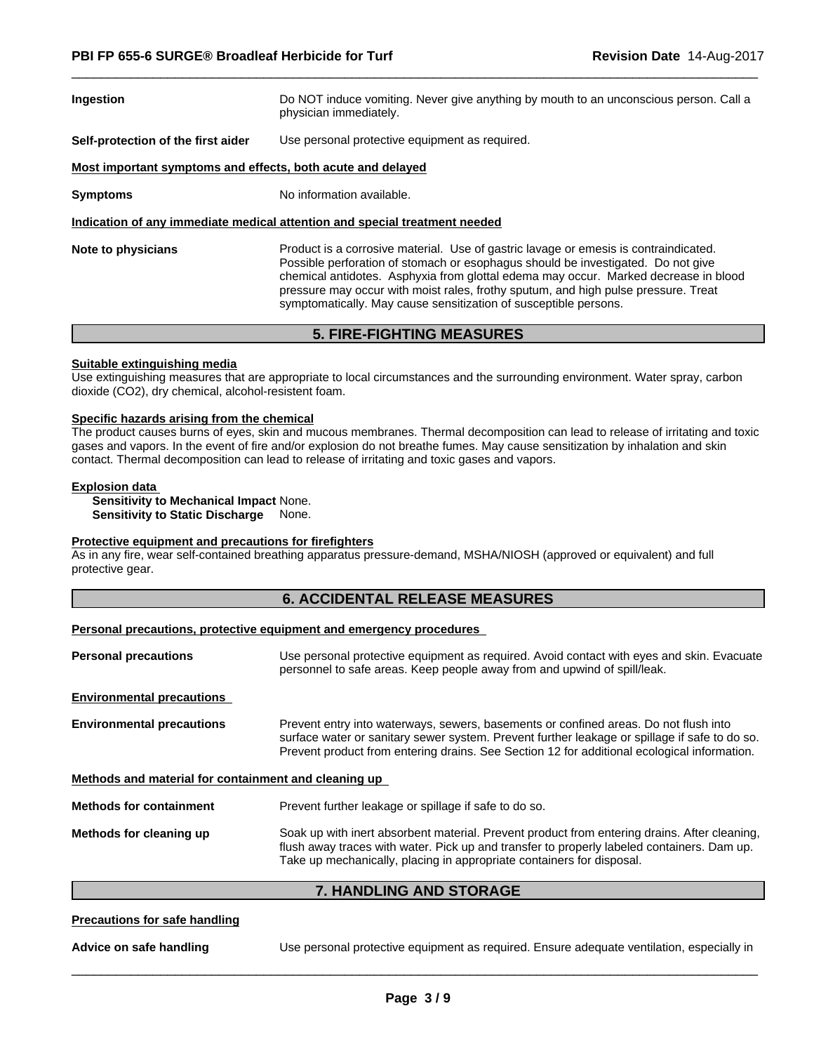**Ingestion** Do NOT induce vomiting. Never give anything by mouth to an unconscious person. Call a physician immediately.

**Self-protection of the first aider** Use personal protective equipment as required.

**Most important symptoms and effects, both acute and delayed**

**Symptoms** No information available.

**Indication of any immediate medical attention and special treatment needed**

**Note to physicians** Product is a corrosive material. Use of gastric lavage or emesis is contraindicated. Possible perforation of stomach or esophagus should be investigated. Do not give chemical antidotes. Asphyxia from glottal edema may occur. Marked decrease in blood pressure may occur with moist rales, frothy sputum, and high pulse pressure. Treat symptomatically. May cause sensitization of susceptible persons.

## 5. FIRE-FIGHTING MEASURES

**Suitable extinguishing media**

Use extinguishing measures that are appropriate to local circumstances and the surrounding environment. Water spray, carbon dioxide ($CO_2$), dry chemical, alcohol-resistent foam.

**Specific hazards arising from the chemical**

The product causes burns of eyes, skin and mucous membranes. Thermal decomposition can lead to release of irritating and toxic gases and vapors. In the event of fire and/or explosion do not breathe fumes. May cause sensitization by inhalation and skin contact. Thermal decomposition can lead to release of irritating and toxic gases and vapors.

**Explosion data**

**Sensitivity to Mechanical Impact** None.
**Sensitivity to Static Discharge** None.

**Protective equipment and precautions for firefighters**

As in any fire, wear self-contained breathing apparatus pressure-demand, MSHA/NIOSH (approved or equivalent) and full protective gear.

## 6. ACCIDENTAL RELEASE MEASURES

**Personal precautions, protective equipment and emergency procedures**

**Personal precautions** Use personal protective equipment as required. Avoid contact with eyes and skin. Evacuate personnel to safe areas. Keep people away from and upwind of spill/leak.

**Environmental precautions**

**Environmental precautions** Prevent entry into waterways, sewers, basements or confined areas. Do not flush into surface water or sanitary sewer system. Prevent further leakage or spillage if safe to do so. Prevent product from entering drains. See Section 12 for additional ecological information.

**Methods and material for containment and cleaning up**

**Methods for containment** Prevent further leakage or spillage if safe to do so.

**Methods for cleaning up** Soak up with inert absorbent material. Prevent product from entering drains. After cleaning, flush away traces with water. Pick up and transfer to properly labeled containers. Dam up. Take up mechanically, placing in appropriate containers for disposal.

## 7. HANDLING AND STORAGE

**Precautions for safe handling**

**Advice on safe handling** Use personal protective equipment as required. Ensure adequate ventilation, especially in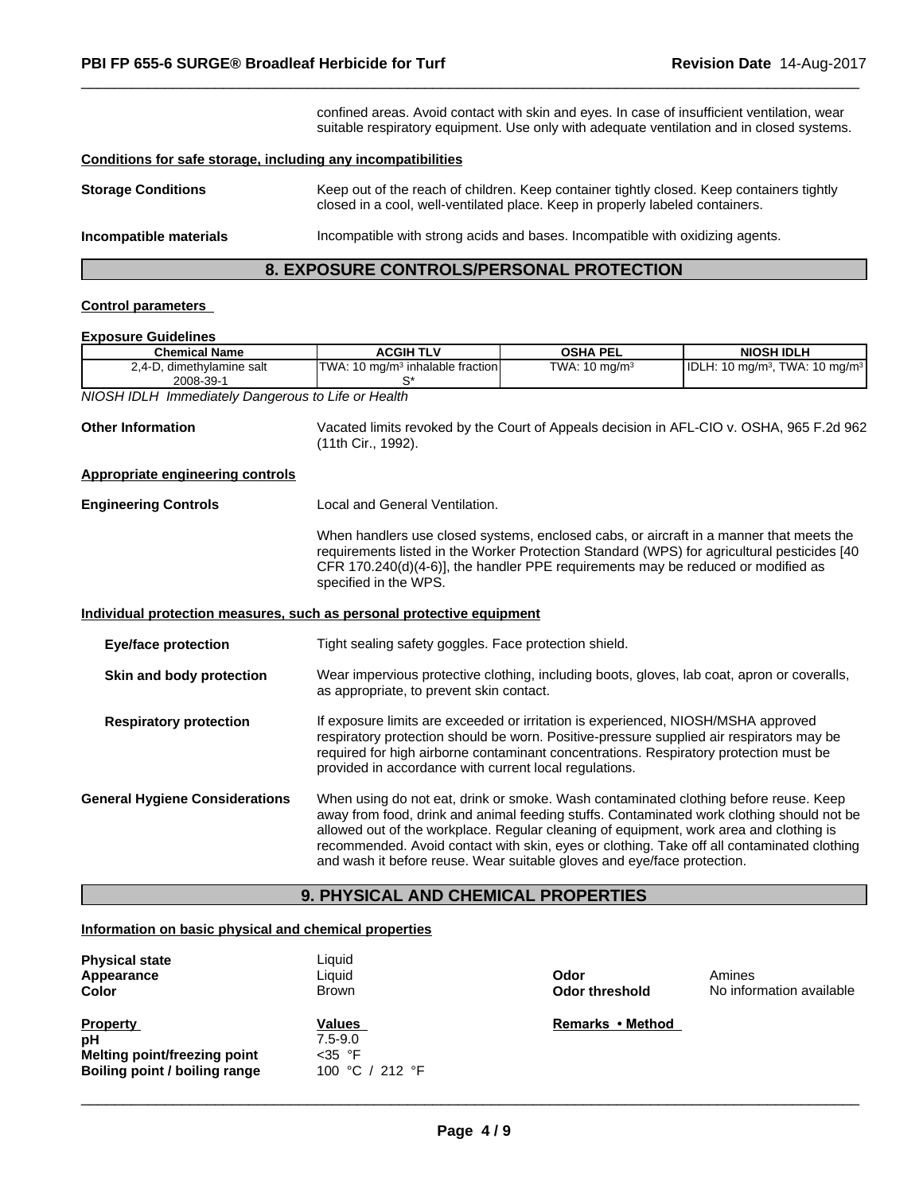confined areas. Avoid contact with skin and eyes. In case of insufficient ventilation, wear suitable respiratory equipment. Use only with adequate ventilation and in closed systems.

**Conditions for safe storage, including any incompatibilities**

**Storage Conditions** Keep out of the reach of children. Keep container tightly closed. Keep containers tightly closed in a cool, well-ventilated place. Keep in properly labeled containers.

**Incompatible materials** Incompatible with strong acids and bases. Incompatible with oxidizing agents.

## 8. EXPOSURE CONTROLS/PERSONAL PROTECTION

**Control parameters**

**Exposure Guidelines**

| Chemical Name | ACGIH TLV | OSHA PEL | NIOSH IDLH |
|---|---|---|---|
| 2,4-D, dimethylamine salt 2008-39-1 | TWA: 10 mg/m³ inhalable fraction S* | TWA: 10 mg/m³ | IDLH: 10 mg/m³, TWA: 10 mg/m³ |

*NIOSH IDLH Immediately Dangerous to Life or Health*

**Other Information** Vacated limits revoked by the Court of Appeals decision in AFL-CIO v. OSHA, 965 F.2d 962 (11th Cir., 1992).

**Appropriate engineering controls**

**Engineering Controls** Local and General Ventilation.

When handlers use closed systems, enclosed cabs, or aircraft in a manner that meets the requirements listed in the Worker Protection Standard (WPS) for agricultural pesticides [40 CFR 170.240(d)(4-6)], the handler PPE requirements may be reduced or modified as specified in the WPS.

**Individual protection measures, such as personal protective equipment**

**Eye/face protection** Tight sealing safety goggles. Face protection shield.

**Skin and body protection** Wear impervious protective clothing, including boots, gloves, lab coat, apron or coveralls, as appropriate, to prevent skin contact.

**Respiratory protection** If exposure limits are exceeded or irritation is experienced, NIOSH/MSHA approved respiratory protection should be worn. Positive-pressure supplied air respirators may be required for high airborne contaminant concentrations. Respiratory protection must be provided in accordance with current local regulations.

**General Hygiene Considerations** When using do not eat, drink or smoke. Wash contaminated clothing before reuse. Keep away from food, drink and animal feeding stuffs. Contaminated work clothing should not be allowed out of the workplace. Regular cleaning of equipment, work area and clothing is recommended. Avoid contact with skin, eyes or clothing. Take off all contaminated clothing and wash it before reuse. Wear suitable gloves and eye/face protection.

## 9. PHYSICAL AND CHEMICAL PROPERTIES

**Information on basic physical and chemical properties**

| | | | |
|---|---|---|---|
| **Physical state** | Liquid | | |
| **Appearance** | Liquid | **Odor** | Amines |
| **Color** | Brown | **Odor threshold** | No information available |

| **Property** | **Values** | **Remarks • Method** |
|---|---|---|
| **pH** | 7.5-9.0 | |
| **Melting point/freezing point** | <35 °F | |
| **Boiling point / boiling range** | 100 °C / 212 °F | |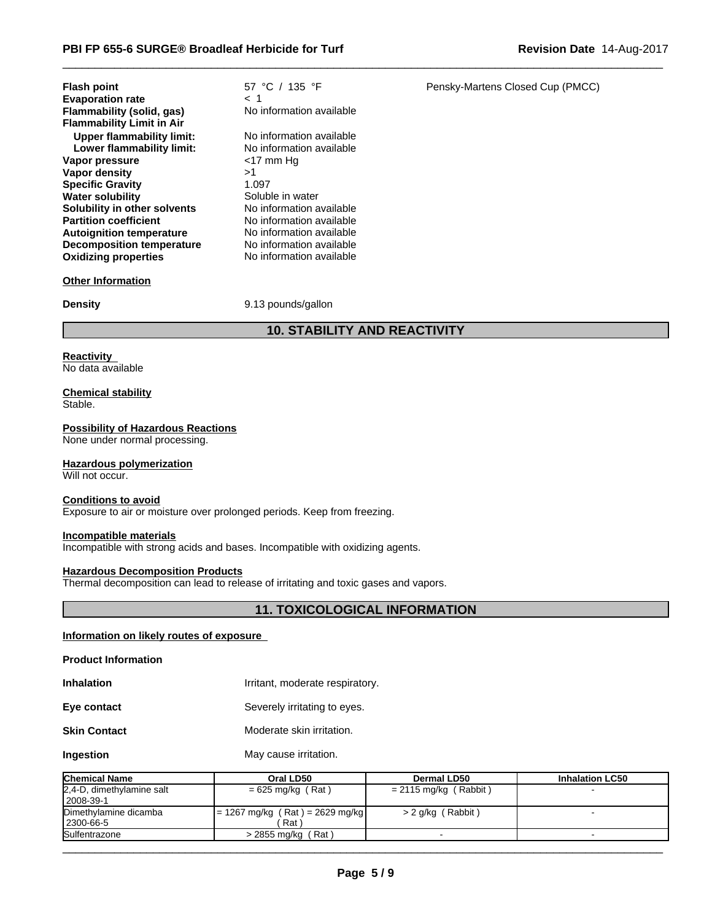| | | |
|---|---|---|
| **Flash point** | 57 °C / 135 °F | Pensky-Martens Closed Cup (PMCC) |
| **Evaporation rate** | < 1 | |
| **Flammability (solid, gas)** | No information available | |
| **Flammability Limit in Air** | | |
| **Upper flammability limit:** | No information available | |
| **Lower flammability limit:** | No information available | |
| **Vapor pressure** | <17 mm Hg | |
| **Vapor density** | >1 | |
| **Specific Gravity** | 1.097 | |
| **Water solubility** | Soluble in water | |
| **Solubility in other solvents** | No information available | |
| **Partition coefficient** | No information available | |
| **Autoignition temperature** | No information available | |
| **Decomposition temperature** | No information available | |
| **Oxidizing properties** | No information available | |

**Other Information**

**Density** 9.13 pounds/gallon

## 10. STABILITY AND REACTIVITY

**Reactivity**
No data available

**Chemical stability**
Stable.

**Possibility of Hazardous Reactions**
None under normal processing.

**Hazardous polymerization**
Will not occur.

**Conditions to avoid**
Exposure to air or moisture over prolonged periods. Keep from freezing.

**Incompatible materials**
Incompatible with strong acids and bases. Incompatible with oxidizing agents.

**Hazardous Decomposition Products**
Thermal decomposition can lead to release of irritating and toxic gases and vapors.

## 11. TOXICOLOGICAL INFORMATION

**Information on likely routes of exposure**

**Product Information**

**Inhalation** Irritant, moderate respiratory.

**Eye contact** Severely irritating to eyes.

**Skin Contact** Moderate skin irritation.

**Ingestion** May cause irritation.

| Chemical Name | Oral LD50 | Dermal LD50 | Inhalation LC50 |
|---|---|---|---|
| 2,4-D, dimethylamine salt 2008-39-1 | = 625 mg/kg ( Rat ) | = 2115 mg/kg ( Rabbit ) | - |
| Dimethylamine dicamba 2300-66-5 | = 1267 mg/kg ( Rat ) = 2629 mg/kg ( Rat ) | > 2 g/kg ( Rabbit ) | - |
| Sulfentrazone | > 2855 mg/kg ( Rat ) | - | - |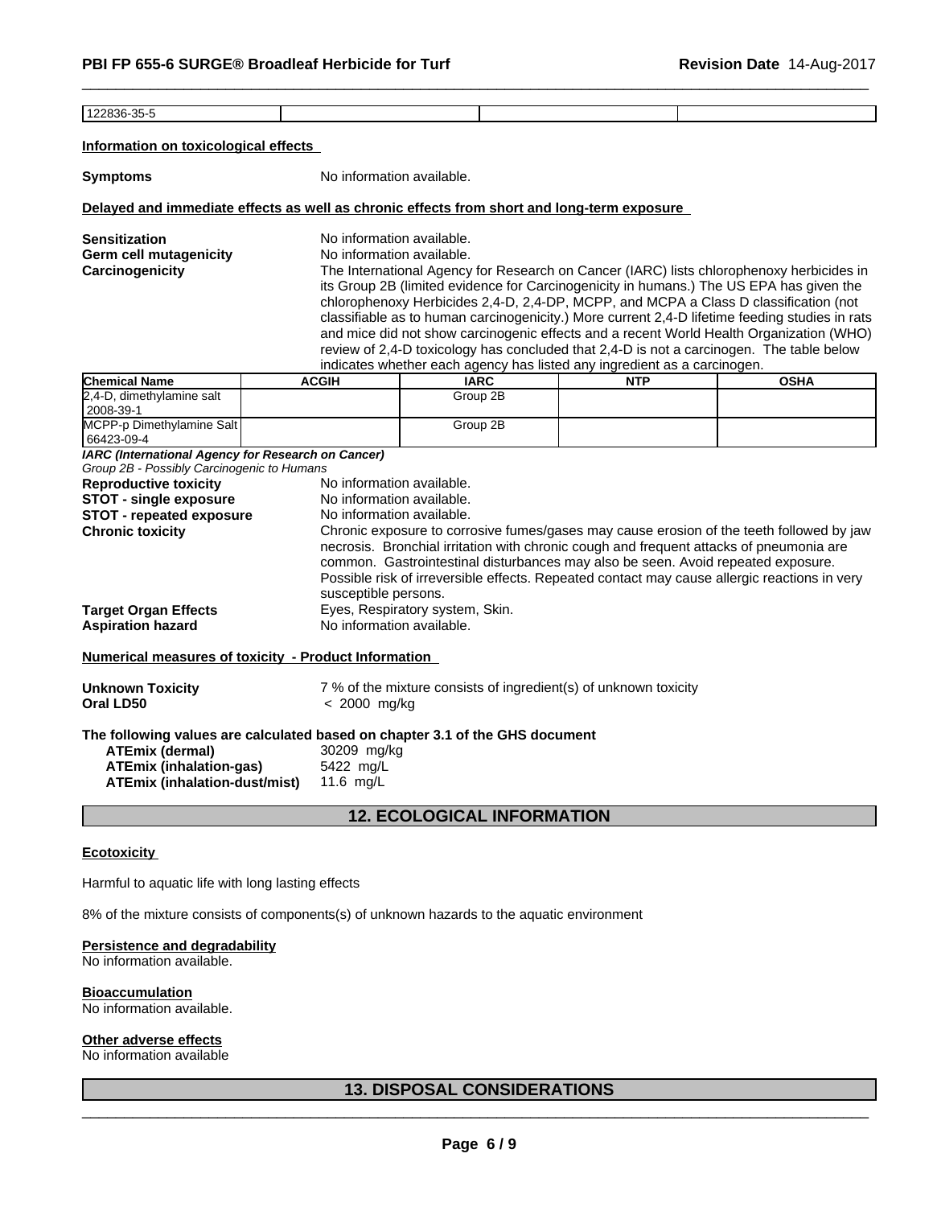| | | | |
|---|---|---|---|
| 122836-35-5 | | | |

**Information on toxicological effects**

**Symptoms** No information available.

**Delayed and immediate effects as well as chronic effects from short and long-term exposure**

**Sensitization** No information available.

**Germ cell mutagenicity** No information available.

**Carcinogenicity** The International Agency for Research on Cancer (IARC) lists chlorophenoxy herbicides in its Group 2B (limited evidence for Carcinogenicity in humans.) The US EPA has given the chlorophenoxy Herbicides 2,4-D, 2,4-DP, MCPP, and MCPA a Class D classification (not classifiable as to human carcinogenicity.) More current 2,4-D lifetime feeding studies in rats and mice did not show carcinogenic effects and a recent World Health Organization (WHO) review of 2,4-D toxicology has concluded that 2,4-D is not a carcinogen. The table below indicates whether each agency has listed any ingredient as a carcinogen.

| Chemical Name | ACGIH | IARC | NTP | OSHA |
|---|---|---|---|---|
| 2,4-D, dimethylamine salt 2008-39-1 | | Group 2B | | |
| MCPP-p Dimethylamine Salt 66423-09-4 | | Group 2B | | |

***IARC (International Agency for Research on Cancer)***
*Group 2B - Possibly Carcinogenic to Humans*

**Reproductive toxicity** No information available.

**STOT - single exposure** No information available.

**STOT - repeated exposure** No information available.

**Chronic toxicity** Chronic exposure to corrosive fumes/gases may cause erosion of the teeth followed by jaw necrosis. Bronchial irritation with chronic cough and frequent attacks of pneumonia are common. Gastrointestinal disturbances may also be seen. Avoid repeated exposure. Possible risk of irreversible effects. Repeated contact may cause allergic reactions in very susceptible persons.

**Target Organ Effects** Eyes, Respiratory system, Skin.

**Aspiration hazard** No information available.

**Numerical measures of toxicity - Product Information**

**Unknown Toxicity** 7 % of the mixture consists of ingredient(s) of unknown toxicity

**Oral LD50** < 2000 mg/kg

**The following values are calculated based on chapter 3.1 of the GHS document**

**ATEmix (dermal)** 30209 mg/kg

**ATEmix (inhalation-gas)** 5422 mg/L

**ATEmix (inhalation-dust/mist)** 11.6 mg/L

## 12. ECOLOGICAL INFORMATION

**Ecotoxicity**

Harmful to aquatic life with long lasting effects

8% of the mixture consists of components(s) of unknown hazards to the aquatic environment

**Persistence and degradability**
No information available.

**Bioaccumulation**
No information available.

**Other adverse effects**
No information available

## 13. DISPOSAL CONSIDERATIONS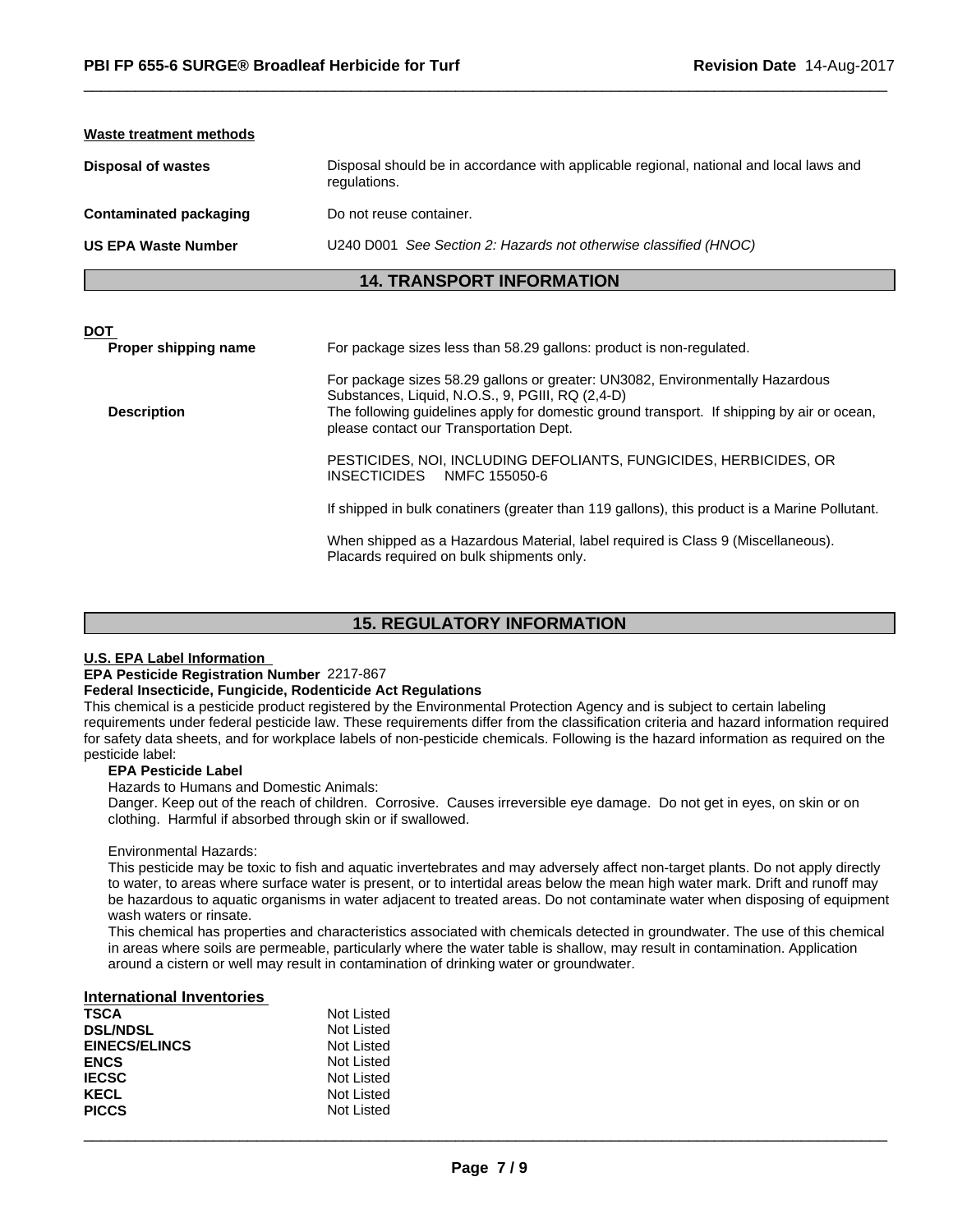**Waste treatment methods**

| | |
|---|---|
| **Disposal of wastes** | Disposal should be in accordance with applicable regional, national and local laws and regulations. |
| **Contaminated packaging** | Do not reuse container. |
| **US EPA Waste Number** | U240 D001 *See Section 2: Hazards not otherwise classified (HNOC)* |

## 14. TRANSPORT INFORMATION

**DOT**

| | |
|---|---|
| **Proper shipping name** | For package sizes less than 58.29 gallons: product is non-regulated. |
| **Description** | For package sizes 58.29 gallons or greater: UN3082, Environmentally Hazardous Substances, Liquid, N.O.S., 9, PGIII, RQ (2,4-D)<br>The following guidelines apply for domestic ground transport. If shipping by air or ocean, please contact our Transportation Dept.<br><br>PESTICIDES, NOI, INCLUDING DEFOLIANTS, FUNGICIDES, HERBICIDES, OR INSECTICIDES NMFC 155050-6<br><br>If shipped in bulk conatiners (greater than 119 gallons), this product is a Marine Pollutant.<br><br>When shipped as a Hazardous Material, label required is Class 9 (Miscellaneous). Placards required on bulk shipments only. |

## 15. REGULATORY INFORMATION

**U.S. EPA Label Information**

**EPA Pesticide Registration Number** 2217-867

**Federal Insecticide, Fungicide, Rodenticide Act Regulations**

This chemical is a pesticide product registered by the Environmental Protection Agency and is subject to certain labeling requirements under federal pesticide law. These requirements differ from the classification criteria and hazard information required for safety data sheets, and for workplace labels of non-pesticide chemicals. Following is the hazard information as required on the pesticide label:

**EPA Pesticide Label**

Hazards to Humans and Domestic Animals:

Danger. Keep out of the reach of children. Corrosive. Causes irreversible eye damage. Do not get in eyes, on skin or on clothing. Harmful if absorbed through skin or if swallowed.

Environmental Hazards:

This pesticide may be toxic to fish and aquatic invertebrates and may adversely affect non-target plants. Do not apply directly to water, to areas where surface water is present, or to intertidal areas below the mean high water mark. Drift and runoff may be hazardous to aquatic organisms in water adjacent to treated areas. Do not contaminate water when disposing of equipment wash waters or rinsate.

This chemical has properties and characteristics associated with chemicals detected in groundwater. The use of this chemical in areas where soils are permeable, particularly where the water table is shallow, may result in contamination. Application around a cistern or well may result in contamination of drinking water or groundwater.

**International Inventories**

| | |
|---|---|
| **TSCA** | Not Listed |
| **DSL/NDSL** | Not Listed |
| **EINECS/ELINCS** | Not Listed |
| **ENCS** | Not Listed |
| **IECSC** | Not Listed |
| **KECL** | Not Listed |
| **PICCS** | Not Listed |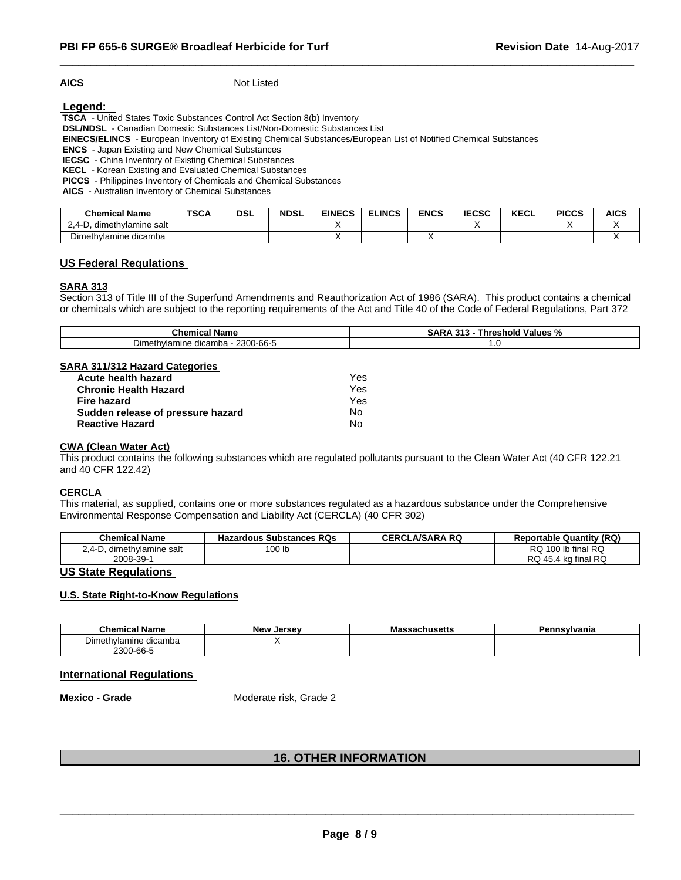**AICS** Not Listed

**Legend:**

**TSCA** - United States Toxic Substances Control Act Section 8(b) Inventory
**DSL/NDSL** - Canadian Domestic Substances List/Non-Domestic Substances List
**EINECS/ELINCS** - European Inventory of Existing Chemical Substances/European List of Notified Chemical Substances
**ENCS** - Japan Existing and New Chemical Substances
**IECSC** - China Inventory of Existing Chemical Substances
**KECL** - Korean Existing and Evaluated Chemical Substances
**PICCS** - Philippines Inventory of Chemicals and Chemical Substances
**AICS** - Australian Inventory of Chemical Substances

| Chemical Name | TSCA | DSL | NDSL | EINECS | ELINCS | ENCS | IECSC | KECL | PICCS | AICS |
|---|---|---|---|---|---|---|---|---|---|---|
| 2,4-D, dimethylamine salt | | | | X | | | X | | X | X |
| Dimethylamine dicamba | | | | X | | X | | | | X |

## US Federal Regulations

### SARA 313

Section 313 of Title III of the Superfund Amendments and Reauthorization Act of 1986 (SARA). This product contains a chemical or chemicals which are subject to the reporting requirements of the Act and Title 40 of the Code of Federal Regulations, Part 372

| Chemical Name | SARA 313 - Threshold Values % |
|---|---|
| Dimethylamine dicamba - 2300-66-5 | 1.0 |

### SARA 311/312 Hazard Categories

| | |
|---|---|
| **Acute health hazard** | Yes |
| **Chronic Health Hazard** | Yes |
| **Fire hazard** | Yes |
| **Sudden release of pressure hazard** | No |
| **Reactive Hazard** | No |

### CWA (Clean Water Act)

This product contains the following substances which are regulated pollutants pursuant to the Clean Water Act (40 CFR 122.21 and 40 CFR 122.42)

### CERCLA

This material, as supplied, contains one or more substances regulated as a hazardous substance under the Comprehensive Environmental Response Compensation and Liability Act (CERCLA) (40 CFR 302)

| Chemical Name | Hazardous Substances RQs | CERCLA/SARA RQ | Reportable Quantity (RQ) |
|---|---|---|---|
| 2,4-D, dimethylamine salt 2008-39-1 | 100 lb | | RQ 100 lb final RQ RQ 45.4 kg final RQ |

## US State Regulations

### U.S. State Right-to-Know Regulations

| Chemical Name | New Jersey | Massachusetts | Pennsylvania |
|---|---|---|---|
| Dimethylamine dicamba 2300-66-5 | X | | |

## International Regulations

**Mexico - Grade** Moderate risk, Grade 2

# 16. OTHER INFORMATION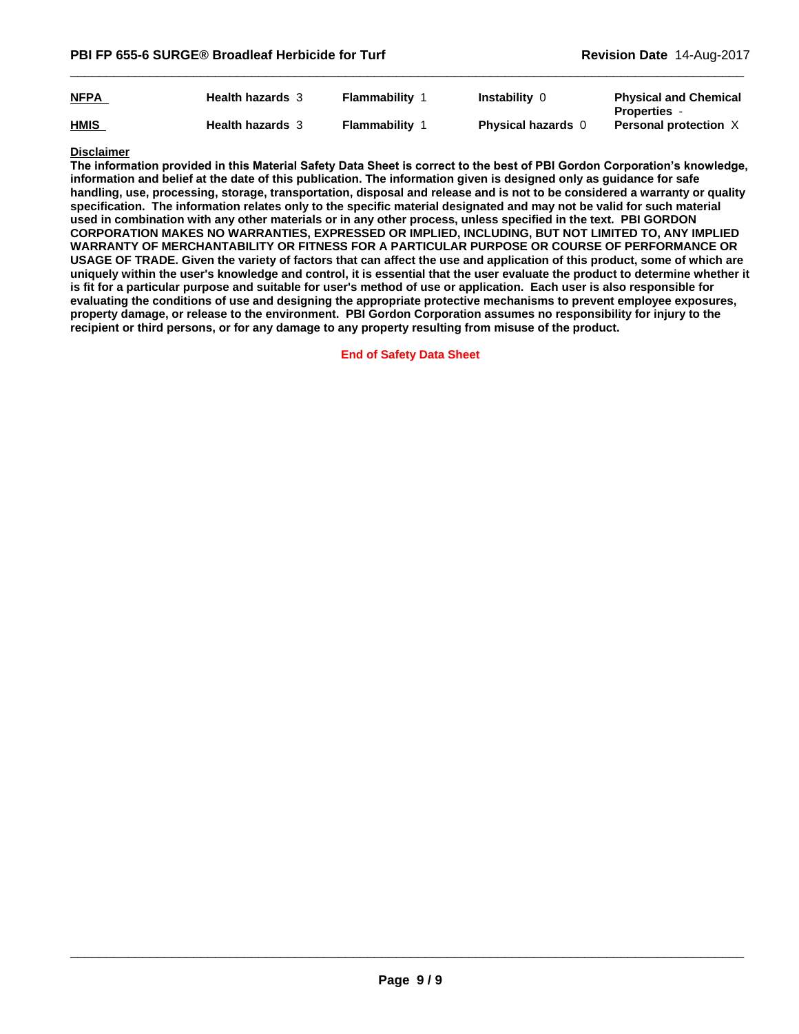| | | | | |
|---|---|---|---|---|
| **NFPA** | **Health hazards** 3 | **Flammability** 1 | **Instability** 0 | **Physical and Chemical Properties** - |
| **HMIS** | **Health hazards** 3 | **Flammability** 1 | **Physical hazards** 0 | **Personal protection** X |

**Disclaimer**

**The information provided in this Material Safety Data Sheet is correct to the best of PBI Gordon Corporation's knowledge, information and belief at the date of this publication. The information given is designed only as guidance for safe handling, use, processing, storage, transportation, disposal and release and is not to be considered a warranty or quality specification. The information relates only to the specific material designated and may not be valid for such material used in combination with any other materials or in any other process, unless specified in the text. PBI GORDON CORPORATION MAKES NO WARRANTIES, EXPRESSED OR IMPLIED, INCLUDING, BUT NOT LIMITED TO, ANY IMPLIED WARRANTY OF MERCHANTABILITY OR FITNESS FOR A PARTICULAR PURPOSE OR COURSE OF PERFORMANCE OR USAGE OF TRADE. Given the variety of factors that can affect the use and application of this product, some of which are uniquely within the user's knowledge and control, it is essential that the user evaluate the product to determine whether it is fit for a particular purpose and suitable for user's method of use or application. Each user is also responsible for evaluating the conditions of use and designing the appropriate protective mechanisms to prevent employee exposures, property damage, or release to the environment. PBI Gordon Corporation assumes no responsibility for injury to the recipient or third persons, or for any damage to any property resulting from misuse of the product.**

**End of Safety Data Sheet**